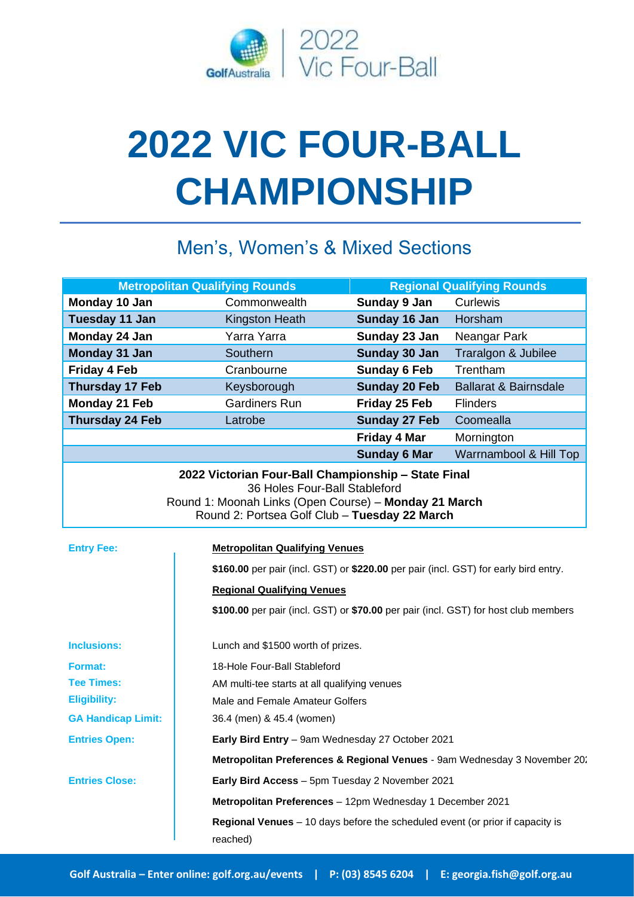2022 Vic Four-Ball

# 2022 VIC FOUR-BALL CHAMPIONSHIP

## Men's, Women's & Mixed Sections

| Metropolitan Qualifying Rounds | | Regional Qualifying Rounds | |
|---|---|---|---|
| **Monday 10 Jan** | Commonwealth | **Sunday 9 Jan** | Curlewis |
| **Tuesday 11 Jan** | Kingston Heath | **Sunday 16 Jan** | Horsham |
| **Monday 24 Jan** | Yarra Yarra | **Sunday 23 Jan** | Neangar Park |
| **Monday 31 Jan** | Southern | **Sunday 30 Jan** | Traralgon & Jubilee |
| **Friday 4 Feb** | Cranbourne | **Sunday 6 Feb** | Trentham |
| **Thursday 17 Feb** | Keysborough | **Sunday 20 Feb** | Ballarat & Bairnsdale |
| **Monday 21 Feb** | Gardiners Run | **Friday 25 Feb** | Flinders |
| **Thursday 24 Feb** | Latrobe | **Sunday 27 Feb** | Coomealla |
| | | **Friday 4 Mar** | Mornington |
| | | **Sunday 6 Mar** | Warrnambool & Hill Top |

**2022 Victorian Four-Ball Championship – State Final**
36 Holes Four-Ball Stableford
Round 1: Moonah Links (Open Course) – **Monday 21 March**
Round 2: Portsea Golf Club – **Tuesday 22 March**

**Entry Fee:**

**Metropolitan Qualifying Venues**

**$160.00** per pair (incl. GST) or **$220.00** per pair (incl. GST) for early bird entry.

**Regional Qualifying Venues**

**$100.00** per pair (incl. GST) or **$70.00** per pair (incl. GST) for host club members

**Inclusions:** Lunch and $1500 worth of prizes.

**Format:** 18-Hole Four-Ball Stableford

**Tee Times:** AM multi-tee starts at all qualifying venues

**Eligibility:** Male and Female Amateur Golfers

**GA Handicap Limit:** 36.4 (men) & 45.4 (women)

**Entries Open:**

**Early Bird Entry** – 9am Wednesday 27 October 2021

**Metropolitan Preferences & Regional Venues** - 9am Wednesday 3 November 20

**Entries Close:**

**Early Bird Access** – 5pm Tuesday 2 November 2021

**Metropolitan Preferences** – 12pm Wednesday 1 December 2021

**Regional Venues** – 10 days before the scheduled event (or prior if capacity is reached)

**Golf Australia – Enter online: golf.org.au/events | P: (03) 8545 6204 | E: georgia.fish@golf.org.au**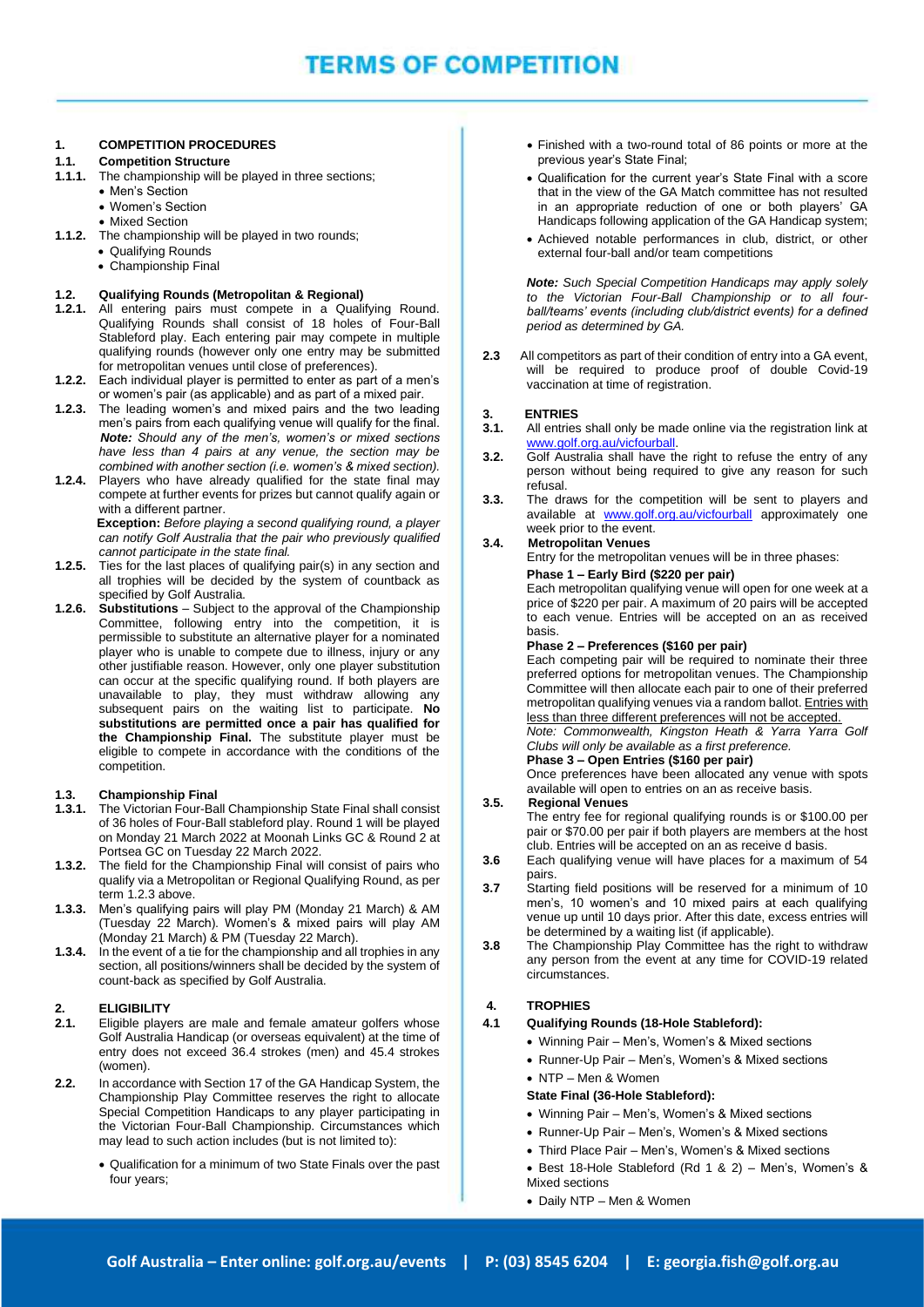# TERMS OF COMPETITION

## 1. COMPETITION PROCEDURES

### 1.1. Competition Structure

**1.1.1.** The championship will be played in three sections;

- Men's Section
- Women's Section
- Mixed Section

**1.1.2.** The championship will be played in two rounds;

- Qualifying Rounds
- Championship Final

### 1.2. Qualifying Rounds (Metropolitan & Regional)

**1.2.1.** All entering pairs must compete in a Qualifying Round. Qualifying Rounds shall consist of 18 holes of Four-Ball Stableford play. Each entering pair may compete in multiple qualifying rounds (however only one entry may be submitted for metropolitan venues until close of preferences).

**1.2.2.** Each individual player is permitted to enter as part of a men's or women's pair (as applicable) and as part of a mixed pair.

**1.2.3.** The leading women's and mixed pairs and the two leading men's pairs from each qualifying venue will qualify for the final. ***Note:*** *Should any of the men's, women's or mixed sections have less than 4 pairs at any venue, the section may be combined with another section (i.e. women's & mixed section).*

**1.2.4.** Players who have already qualified for the state final may compete at further events for prizes but cannot qualify again or with a different partner.

**Exception:** *Before playing a second qualifying round, a player can notify Golf Australia that the pair who previously qualified cannot participate in the state final.*

**1.2.5.** Ties for the last places of qualifying pair(s) in any section and all trophies will be decided by the system of countback as specified by Golf Australia.

**1.2.6.** **Substitutions** – Subject to the approval of the Championship Committee, following entry into the competition, it is permissible to substitute an alternative player for a nominated player who is unable to compete due to illness, injury or any other justifiable reason. However, only one player substitution can occur at the specific qualifying round. If both players are unavailable to play, they must withdraw allowing any subsequent pairs on the waiting list to participate. **No substitutions are permitted once a pair has qualified for the Championship Final.** The substitute player must be eligible to compete in accordance with the conditions of the competition.

### 1.3. Championship Final

**1.3.1.** The Victorian Four-Ball Championship State Final shall consist of 36 holes of Four-Ball stableford play. Round 1 will be played on Monday 21 March 2022 at Moonah Links GC & Round 2 at Portsea GC on Tuesday 22 March 2022.

**1.3.2.** The field for the Championship Final will consist of pairs who qualify via a Metropolitan or Regional Qualifying Round, as per term 1.2.3 above.

**1.3.3.** Men's qualifying pairs will play PM (Monday 21 March) & AM (Tuesday 22 March). Women's & mixed pairs will play AM (Monday 21 March) & PM (Tuesday 22 March).

**1.3.4.** In the event of a tie for the championship and all trophies in any section, all positions/winners shall be decided by the system of count-back as specified by Golf Australia.

## 2. ELIGIBILITY

**2.1.** Eligible players are male and female amateur golfers whose Golf Australia Handicap (or overseas equivalent) at the time of entry does not exceed 36.4 strokes (men) and 45.4 strokes (women).

**2.2.** In accordance with Section 17 of the GA Handicap System, the Championship Play Committee reserves the right to allocate Special Competition Handicaps to any player participating in the Victorian Four-Ball Championship. Circumstances which may lead to such action includes (but is not limited to):

- Qualification for a minimum of two State Finals over the past four years;
- Finished with a two-round total of 86 points or more at the previous year's State Final;
- Qualification for the current year's State Final with a score that in the view of the GA Match committee has not resulted in an appropriate reduction of one or both players' GA Handicaps following application of the GA Handicap system;
- Achieved notable performances in club, district, or other external four-ball and/or team competitions

***Note:*** *Such Special Competition Handicaps may apply solely to the Victorian Four-Ball Championship or to all four-ball/teams' events (including club/district events) for a defined period as determined by GA.*

**2.3** All competitors as part of their condition of entry into a GA event, will be required to produce proof of double Covid-19 vaccination at time of registration.

## 3. ENTRIES

**3.1.** All entries shall only be made online via the registration link at www.golf.org.au/vicfourball.

**3.2.** Golf Australia shall have the right to refuse the entry of any person without being required to give any reason for such refusal.

**3.3.** The draws for the competition will be sent to players and available at www.golf.org.au/vicfourball approximately one week prior to the event.

**3.4.** **Metropolitan Venues**

Entry for the metropolitan venues will be in three phases:

**Phase 1 – Early Bird ($220 per pair)**

Each metropolitan qualifying venue will open for one week at a price of $220 per pair. A maximum of 20 pairs will be accepted to each venue. Entries will be accepted on an as received basis.

**Phase 2 – Preferences ($160 per pair)**

Each competing pair will be required to nominate their three preferred options for metropolitan venues. The Championship Committee will then allocate each pair to one of their preferred metropolitan qualifying venues via a random ballot. Entries with less than three different preferences will not be accepted.

*Note: Commonwealth, Kingston Heath & Yarra Yarra Golf Clubs will only be available as a first preference.*

**Phase 3 – Open Entries ($160 per pair)**

Once preferences have been allocated any venue with spots available will open to entries on an as receive basis.

**3.5.** **Regional Venues**

The entry fee for regional qualifying rounds is or $100.00 per pair or $70.00 per pair if both players are members at the host club. Entries will be accepted on an as receive d basis.

**3.6** Each qualifying venue will have places for a maximum of 54 pairs.

**3.7** Starting field positions will be reserved for a minimum of 10 men's, 10 women's and 10 mixed pairs at each qualifying venue up until 10 days prior. After this date, excess entries will be determined by a waiting list (if applicable).

**3.8** The Championship Play Committee has the right to withdraw any person from the event at any time for COVID-19 related circumstances.

## 4. TROPHIES

**4.1** **Qualifying Rounds (18-Hole Stableford):**

- Winning Pair – Men's, Women's & Mixed sections
- Runner-Up Pair – Men's, Women's & Mixed sections
- NTP – Men & Women

**State Final (36-Hole Stableford):**

- Winning Pair – Men's, Women's & Mixed sections
- Runner-Up Pair – Men's, Women's & Mixed sections
- Third Place Pair – Men's, Women's & Mixed sections
- Best 18-Hole Stableford (Rd 1 & 2) – Men's, Women's & Mixed sections
- Daily NTP – Men & Women

Golf Australia – Enter online: golf.org.au/events | P: (03) 8545 6204 | E: georgia.fish@golf.org.au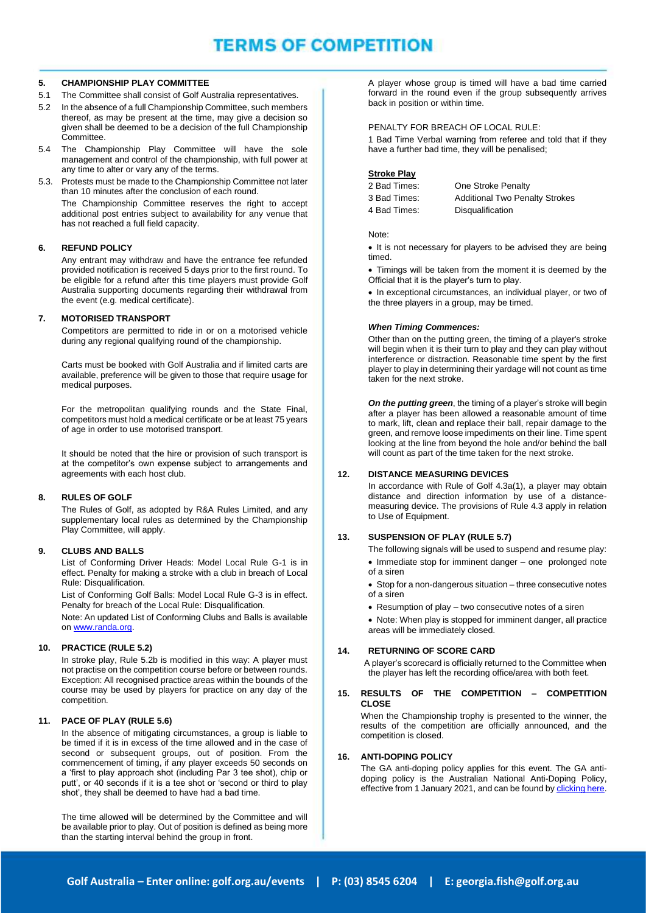# TERMS OF COMPETITION

### 5. CHAMPIONSHIP PLAY COMMITTEE

5.1 The Committee shall consist of Golf Australia representatives.

5.2 In the absence of a full Championship Committee, such members thereof, as may be present at the time, may give a decision so given shall be deemed to be a decision of the full Championship Committee.

5.4 The Championship Play Committee will have the sole management and control of the championship, with full power at any time to alter or vary any of the terms.

5.3. Protests must be made to the Championship Committee not later than 10 minutes after the conclusion of each round.

The Championship Committee reserves the right to accept additional post entries subject to availability for any venue that has not reached a full field capacity.

### 6. REFUND POLICY

Any entrant may withdraw and have the entrance fee refunded provided notification is received 5 days prior to the first round. To be eligible for a refund after this time players must provide Golf Australia supporting documents regarding their withdrawal from the event (e.g. medical certificate).

### 7. MOTORISED TRANSPORT

Competitors are permitted to ride in or on a motorised vehicle during any regional qualifying round of the championship.

Carts must be booked with Golf Australia and if limited carts are available, preference will be given to those that require usage for medical purposes.

For the metropolitan qualifying rounds and the State Final, competitors must hold a medical certificate or be at least 75 years of age in order to use motorised transport.

It should be noted that the hire or provision of such transport is at the competitor's own expense subject to arrangements and agreements with each host club.

### 8. RULES OF GOLF

The Rules of Golf, as adopted by R&A Rules Limited, and any supplementary local rules as determined by the Championship Play Committee, will apply.

### 9. CLUBS AND BALLS

List of Conforming Driver Heads: Model Local Rule G-1 is in effect. Penalty for making a stroke with a club in breach of Local Rule: Disqualification.

List of Conforming Golf Balls: Model Local Rule G-3 is in effect. Penalty for breach of the Local Rule: Disqualification.

Note: An updated List of Conforming Clubs and Balls is available on www.randa.org.

### 10. PRACTICE (RULE 5.2)

In stroke play, Rule 5.2b is modified in this way: A player must not practise on the competition course before or between rounds. Exception: All recognised practice areas within the bounds of the course may be used by players for practice on any day of the competition.

### 11. PACE OF PLAY (RULE 5.6)

In the absence of mitigating circumstances, a group is liable to be timed if it is in excess of the time allowed and in the case of second or subsequent groups, out of position. From the commencement of timing, if any player exceeds 50 seconds on a 'first to play approach shot (including Par 3 tee shot), chip or putt', or 40 seconds if it is a tee shot or 'second or third to play shot', they shall be deemed to have had a bad time.

The time allowed will be determined by the Committee and will be available prior to play. Out of position is defined as being more than the starting interval behind the group in front.

A player whose group is timed will have a bad time carried forward in the round even if the group subsequently arrives back in position or within time.

PENALTY FOR BREACH OF LOCAL RULE:

1 Bad Time Verbal warning from referee and told that if they have a further bad time, they will be penalised;

**Stroke Play**

| | |
|---|---|
| 2 Bad Times: | One Stroke Penalty |
| 3 Bad Times: | Additional Two Penalty Strokes |
| 4 Bad Times: | Disqualification |

Note:

- It is not necessary for players to be advised they are being timed.
- Timings will be taken from the moment it is deemed by the Official that it is the player's turn to play.
- In exceptional circumstances, an individual player, or two of the three players in a group, may be timed.

***When Timing Commences:***

Other than on the putting green, the timing of a player's stroke will begin when it is their turn to play and they can play without interference or distraction. Reasonable time spent by the first player to play in determining their yardage will not count as time taken for the next stroke.

***On the putting green***, the timing of a player's stroke will begin after a player has been allowed a reasonable amount of time to mark, lift, clean and replace their ball, repair damage to the green, and remove loose impediments on their line. Time spent looking at the line from beyond the hole and/or behind the ball will count as part of the time taken for the next stroke.

### 12. DISTANCE MEASURING DEVICES

In accordance with Rule of Golf 4.3a(1), a player may obtain distance and direction information by use of a distance-measuring device. The provisions of Rule 4.3 apply in relation to Use of Equipment.

### 13. SUSPENSION OF PLAY (RULE 5.7)

The following signals will be used to suspend and resume play:

- Immediate stop for imminent danger – one prolonged note of a siren
- Stop for a non-dangerous situation – three consecutive notes of a siren
- Resumption of play – two consecutive notes of a siren
- Note: When play is stopped for imminent danger, all practice areas will be immediately closed.

### 14. RETURNING OF SCORE CARD

A player's scorecard is officially returned to the Committee when the player has left the recording office/area with both feet.

### 15. RESULTS OF THE COMPETITION – COMPETITION CLOSE

When the Championship trophy is presented to the winner, the results of the competition are officially announced, and the competition is closed.

### 16. ANTI-DOPING POLICY

The GA anti-doping policy applies for this event. The GA anti-doping policy is the Australian National Anti-Doping Policy, effective from 1 January 2021, and can be found by clicking here.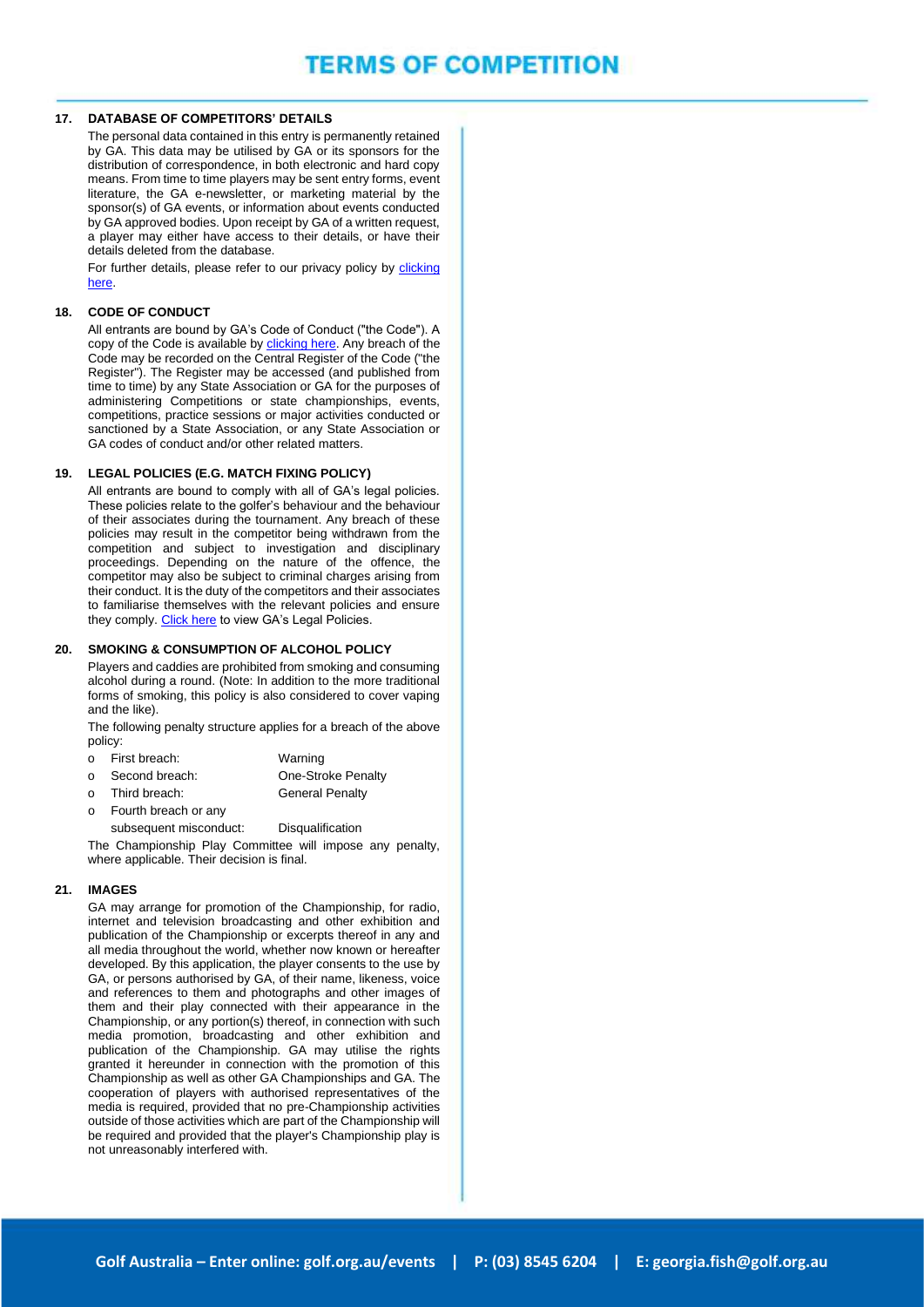## 17. DATABASE OF COMPETITORS' DETAILS

The personal data contained in this entry is permanently retained by GA. This data may be utilised by GA or its sponsors for the distribution of correspondence, in both electronic and hard copy means. From time to time players may be sent entry forms, event literature, the GA e-newsletter, or marketing material by the sponsor(s) of GA events, or information about events conducted by GA approved bodies. Upon receipt by GA of a written request, a player may either have access to their details, or have their details deleted from the database.

For further details, please refer to our privacy policy by clicking here.

## 18. CODE OF CONDUCT

All entrants are bound by GA's Code of Conduct ("the Code"). A copy of the Code is available by clicking here. Any breach of the Code may be recorded on the Central Register of the Code ("the Register"). The Register may be accessed (and published from time to time) by any State Association or GA for the purposes of administering Competitions or state championships, events, competitions, practice sessions or major activities conducted or sanctioned by a State Association, or any State Association or GA codes of conduct and/or other related matters.

## 19. LEGAL POLICIES (E.G. MATCH FIXING POLICY)

All entrants are bound to comply with all of GA's legal policies. These policies relate to the golfer's behaviour and the behaviour of their associates during the tournament. Any breach of these policies may result in the competitor being withdrawn from the competition and subject to investigation and disciplinary proceedings. Depending on the nature of the offence, the competitor may also be subject to criminal charges arising from their conduct. It is the duty of the competitors and their associates to familiarise themselves with the relevant policies and ensure they comply. Click here to view GA's Legal Policies.

## 20. SMOKING & CONSUMPTION OF ALCOHOL POLICY

Players and caddies are prohibited from smoking and consuming alcohol during a round. (Note: In addition to the more traditional forms of smoking, this policy is also considered to cover vaping and the like).

The following penalty structure applies for a breach of the above policy:

- First breach: Warning
- Second breach: One-Stroke Penalty
- Third breach: General Penalty
- Fourth breach or any subsequent misconduct: Disqualification

The Championship Play Committee will impose any penalty, where applicable. Their decision is final.

## 21. IMAGES

GA may arrange for promotion of the Championship, for radio, internet and television broadcasting and other exhibition and publication of the Championship or excerpts thereof in any and all media throughout the world, whether now known or hereafter developed. By this application, the player consents to the use by GA, or persons authorised by GA, of their name, likeness, voice and references to them and photographs and other images of them and their play connected with their appearance in the Championship, or any portion(s) thereof, in connection with such media promotion, broadcasting and other exhibition and publication of the Championship. GA may utilise the rights granted it hereunder in connection with the promotion of this Championship as well as other GA Championships and GA. The cooperation of players with authorised representatives of the media is required, provided that no pre-Championship activities outside of those activities which are part of the Championship will be required and provided that the player's Championship play is not unreasonably interfered with.